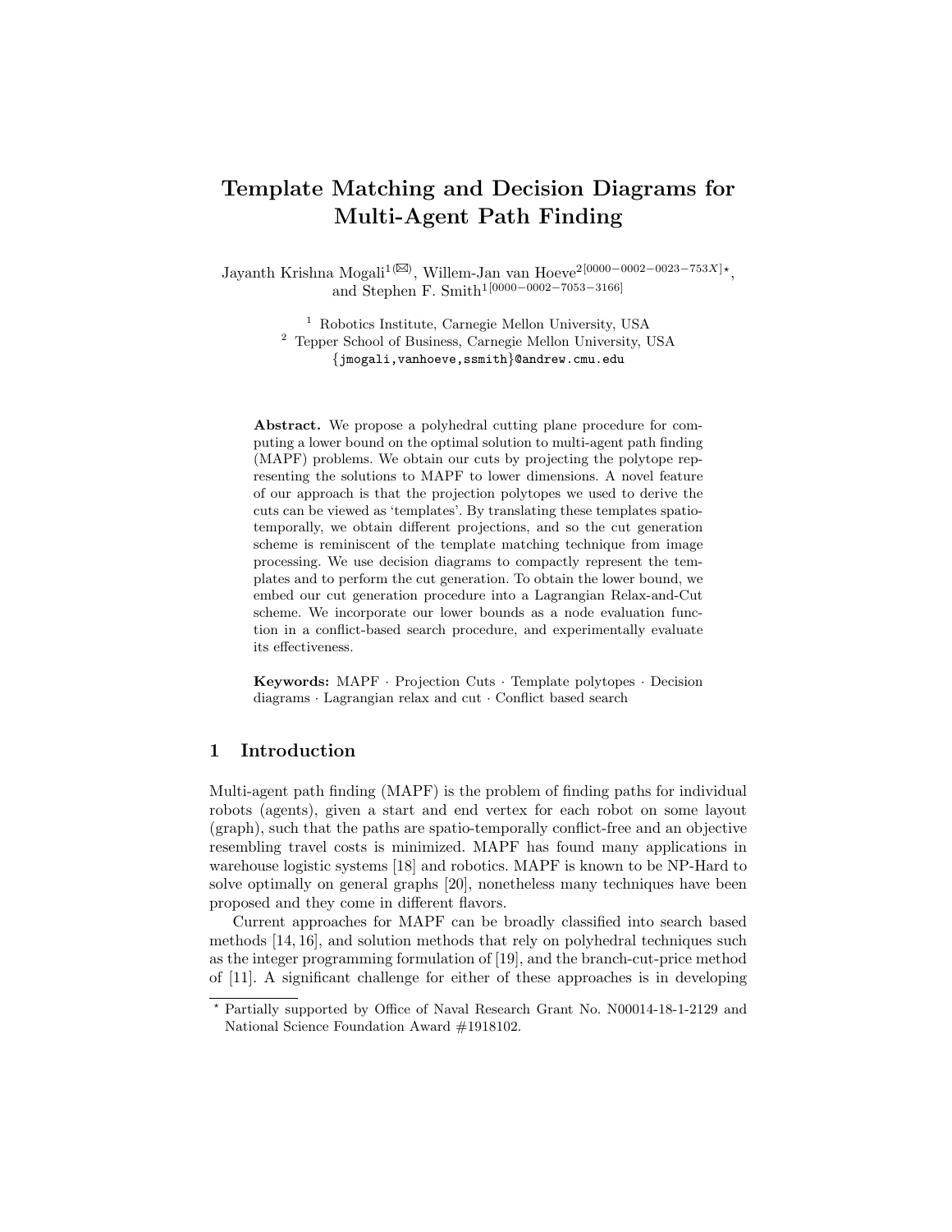# Template Matching and Decision Diagrams for Multi-Agent Path Finding

Jayanth Krishna Mogali[1](✉), Willem-Jan van Hoeve[2][0000−0002−0023−753X]*, and Stephen F. Smith[1][0000−0002−7053−3166]

[1] Robotics Institute, Carnegie Mellon University, USA
[2] Tepper School of Business, Carnegie Mellon University, USA
{jmogali,vanhoeve,ssmith}@andrew.cmu.edu

**Abstract.** We propose a polyhedral cutting plane procedure for computing a lower bound on the optimal solution to multi-agent path finding (MAPF) problems. We obtain our cuts by projecting the polytope representing the solutions to MAPF to lower dimensions. A novel feature of our approach is that the projection polytopes we used to derive the cuts can be viewed as 'templates'. By translating these templates spatio-temporally, we obtain different projections, and so the cut generation scheme is reminiscent of the template matching technique from image processing. We use decision diagrams to compactly represent the templates and to perform the cut generation. To obtain the lower bound, we embed our cut generation procedure into a Lagrangian Relax-and-Cut scheme. We incorporate our lower bounds as a node evaluation function in a conflict-based search procedure, and experimentally evaluate its effectiveness.

**Keywords:** MAPF · Projection Cuts · Template polytopes · Decision diagrams · Lagrangian relax and cut · Conflict based search

## 1 Introduction

Multi-agent path finding (MAPF) is the problem of finding paths for individual robots (agents), given a start and end vertex for each robot on some layout (graph), such that the paths are spatio-temporally conflict-free and an objective resembling travel costs is minimized. MAPF has found many applications in warehouse logistic systems [18] and robotics. MAPF is known to be NP-Hard to solve optimally on general graphs [20], nonetheless many techniques have been proposed and they come in different flavors.

Current approaches for MAPF can be broadly classified into search based methods [14, 16], and solution methods that rely on polyhedral techniques such as the integer programming formulation of [19], and the branch-cut-price method of [11]. A significant challenge for either of these approaches is in developing

* Partially supported by Office of Naval Research Grant No. N00014-18-1-2129 and National Science Foundation Award #1918102.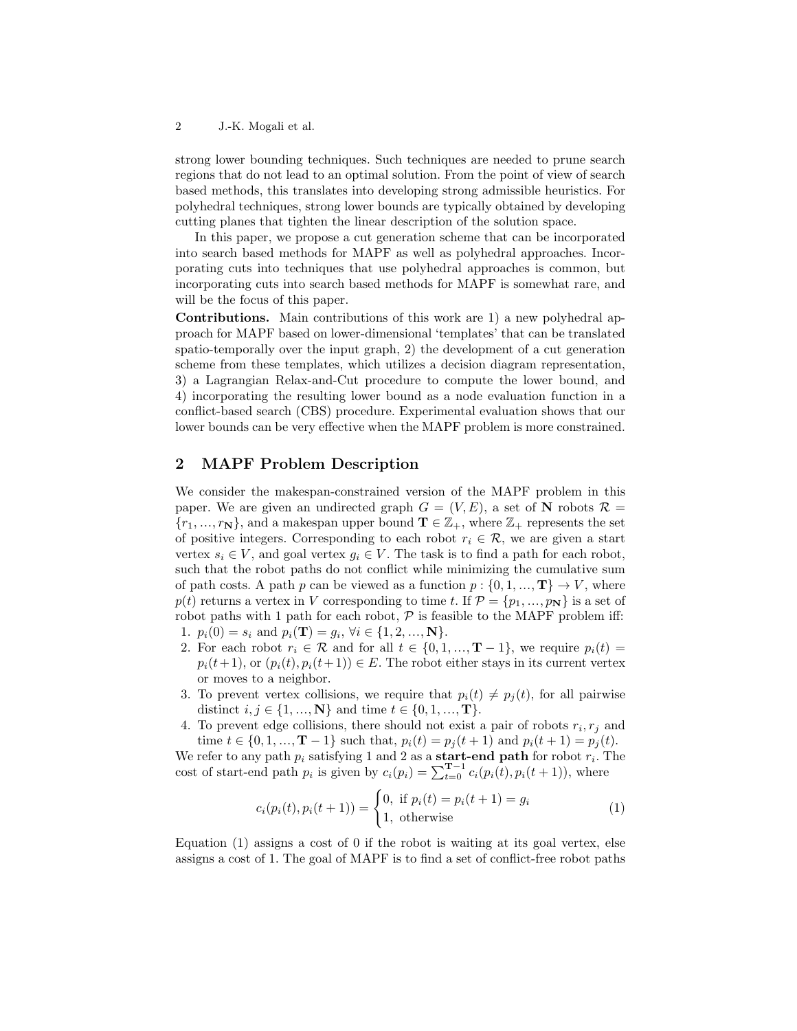strong lower bounding techniques. Such techniques are needed to prune search regions that do not lead to an optimal solution. From the point of view of search based methods, this translates into developing strong admissible heuristics. For polyhedral techniques, strong lower bounds are typically obtained by developing cutting planes that tighten the linear description of the solution space.

In this paper, we propose a cut generation scheme that can be incorporated into search based methods for MAPF as well as polyhedral approaches. Incorporating cuts into techniques that use polyhedral approaches is common, but incorporating cuts into search based methods for MAPF is somewhat rare, and will be the focus of this paper.

**Contributions.** Main contributions of this work are 1) a new polyhedral approach for MAPF based on lower-dimensional 'templates' that can be translated spatio-temporally over the input graph, 2) the development of a cut generation scheme from these templates, which utilizes a decision diagram representation, 3) a Lagrangian Relax-and-Cut procedure to compute the lower bound, and 4) incorporating the resulting lower bound as a node evaluation function in a conflict-based search (CBS) procedure. Experimental evaluation shows that our lower bounds can be very effective when the MAPF problem is more constrained.

## 2 MAPF Problem Description

We consider the makespan-constrained version of the MAPF problem in this paper. We are given an undirected graph $G = (V, E)$, a set of $\mathbf{N}$ robots $\mathcal{R} = \{r_1, ..., r_{\mathbf{N}}\}$, and a makespan upper bound $\mathbf{T} \in \mathbb{Z}_+$, where $\mathbb{Z}_+$ represents the set of positive integers. Corresponding to each robot $r_i \in \mathcal{R}$, we are given a start vertex $s_i \in V$, and goal vertex $g_i \in V$. The task is to find a path for each robot, such that the robot paths do not conflict while minimizing the cumulative sum of path costs. A path $p$ can be viewed as a function $p : \{0, 1, ..., \mathbf{T}\} \rightarrow V$, where $p(t)$ returns a vertex in $V$ corresponding to time $t$. If $\mathcal{P} = \{p_1, ..., p_{\mathbf{N}}\}$ is a set of robot paths with 1 path for each robot, $\mathcal{P}$ is feasible to the MAPF problem iff:

1. $p_i(0) = s_i$ and $p_i(\mathbf{T}) = g_i$, $\forall i \in \{1, 2, ..., \mathbf{N}\}$.
2. For each robot $r_i \in \mathcal{R}$ and for all $t \in \{0, 1, ..., \mathbf{T} - 1\}$, we require $p_i(t) = p_i(t+1)$, or $(p_i(t), p_i(t+1)) \in E$. The robot either stays in its current vertex or moves to a neighbor.
3. To prevent vertex collisions, we require that $p_i(t) \neq p_j(t)$, for all pairwise distinct $i, j \in \{1, ..., \mathbf{N}\}$ and time $t \in \{0, 1, ..., \mathbf{T}\}$.
4. To prevent edge collisions, there should not exist a pair of robots $r_i, r_j$ and time $t \in \{0, 1, ..., \mathbf{T} - 1\}$ such that, $p_i(t) = p_j(t+1)$ and $p_i(t+1) = p_j(t)$.

We refer to any path $p_i$ satisfying 1 and 2 as a **start-end path** for robot $r_i$. The cost of start-end path $p_i$ is given by $c_i(p_i) = \sum_{t=0}^{\mathbf{T}-1} c_i(p_i(t), p_i(t+1))$, where

$$c_i(p_i(t), p_i(t+1)) = \begin{cases} 0, & \text{if } p_i(t) = p_i(t+1) = g_i \\ 1, & \text{otherwise} \end{cases} \tag{1}$$

Equation (1) assigns a cost of 0 if the robot is waiting at its goal vertex, else assigns a cost of 1. The goal of MAPF is to find a set of conflict-free robot paths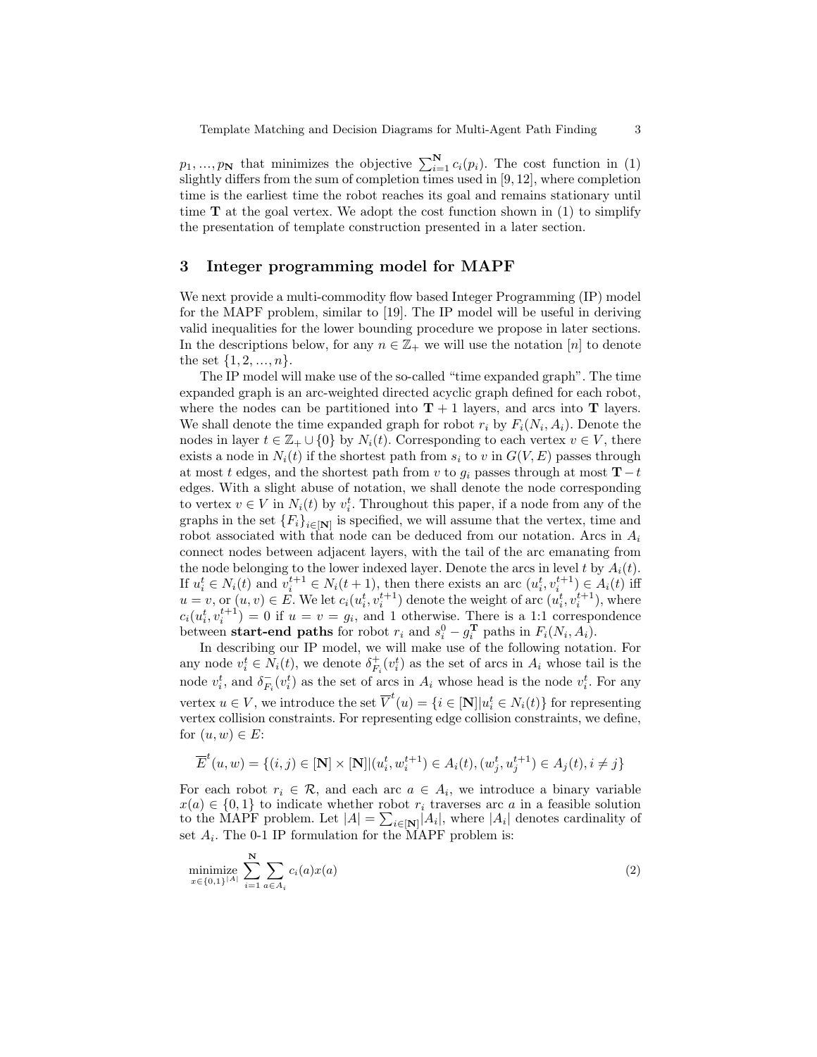$p_1, ..., p_{\mathbf{N}}$ that minimizes the objective $\sum_{i=1}^{\mathbf{N}} c_i(p_i)$. The cost function in (1) slightly differs from the sum of completion times used in [9, 12], where completion time is the earliest time the robot reaches its goal and remains stationary until time $\mathbf{T}$ at the goal vertex. We adopt the cost function shown in (1) to simplify the presentation of template construction presented in a later section.

## 3 Integer programming model for MAPF

We next provide a multi-commodity flow based Integer Programming (IP) model for the MAPF problem, similar to [19]. The IP model will be useful in deriving valid inequalities for the lower bounding procedure we propose in later sections. In the descriptions below, for any $n \in \mathbb{Z}_+$ we will use the notation $[n]$ to denote the set $\{1, 2, ..., n\}$.

The IP model will make use of the so-called "time expanded graph". The time expanded graph is an arc-weighted directed acyclic graph defined for each robot, where the nodes can be partitioned into $\mathbf{T}+1$ layers, and arcs into $\mathbf{T}$ layers. We shall denote the time expanded graph for robot $r_i$ by $F_i(N_i, A_i)$. Denote the nodes in layer $t \in \mathbb{Z}_+ \cup \{0\}$ by $N_i(t)$. Corresponding to each vertex $v \in V$, there exists a node in $N_i(t)$ if the shortest path from $s_i$ to $v$ in $G(V, E)$ passes through at most $t$ edges, and the shortest path from $v$ to $g_i$ passes through at most $\mathbf{T} - t$ edges. With a slight abuse of notation, we shall denote the node corresponding to vertex $v \in V$ in $N_i(t)$ by $v_i^t$. Throughout this paper, if a node from any of the graphs in the set $\{F_i\}_{i \in [\mathbf{N}]}$ is specified, we will assume that the vertex, time and robot associated with that node can be deduced from our notation. Arcs in $A_i$ connect nodes between adjacent layers, with the tail of the arc emanating from the node belonging to the lower indexed layer. Denote the arcs in level $t$ by $A_i(t)$. If $u_i^t \in N_i(t)$ and $v_i^{t+1} \in N_i(t+1)$, then there exists an arc $(u_i^t, v_i^{t+1}) \in A_i(t)$ iff $u = v$, or $(u, v) \in E$. We let $c_i(u_i^t, v_i^{t+1})$ denote the weight of arc $(u_i^t, v_i^{t+1})$, where $c_i(u_i^t, v_i^{t+1}) = 0$ if $u = v = g_i$, and 1 otherwise. There is a 1:1 correspondence between **start-end paths** for robot $r_i$ and $s_i^0 - g_i^{\mathbf{T}}$ paths in $F_i(N_i, A_i)$.

In describing our IP model, we will make use of the following notation. For any node $v_i^t \in N_i(t)$, we denote $\delta_{F_i}^+(v_i^t)$ as the set of arcs in $A_i$ whose tail is the node $v_i^t$, and $\delta_{F_i}^-(v_i^t)$ as the set of arcs in $A_i$ whose head is the node $v_i^t$. For any vertex $u \in V$, we introduce the set $\overline{V}^t(u) = \{i \in [\mathbf{N}] | u_i^t \in N_i(t)\}$ for representing vertex collision constraints. For representing edge collision constraints, we define, for $(u, w) \in E$:

$$\overline{E}^t(u, w) = \{(i, j) \in [\mathbf{N}] \times [\mathbf{N}] | (u_i^t, w_i^{t+1}) \in A_i(t), (w_j^t, u_j^{t+1}) \in A_j(t), i \neq j\}$$

For each robot $r_i \in \mathcal{R}$, and each arc $a \in A_i$, we introduce a binary variable $x(a) \in \{0, 1\}$ to indicate whether robot $r_i$ traverses arc $a$ in a feasible solution to the MAPF problem. Let $|A| = \sum_{i \in [\mathbf{N}]} |A_i|$, where $|A_i|$ denotes cardinality of set $A_i$. The 0-1 IP formulation for the MAPF problem is:

$$\underset{x \in \{0,1\}^{|A|}}{\text{minimize}} \sum_{i=1}^{\mathbf{N}} \sum_{a \in A_i} c_i(a) x(a) \tag{2}$$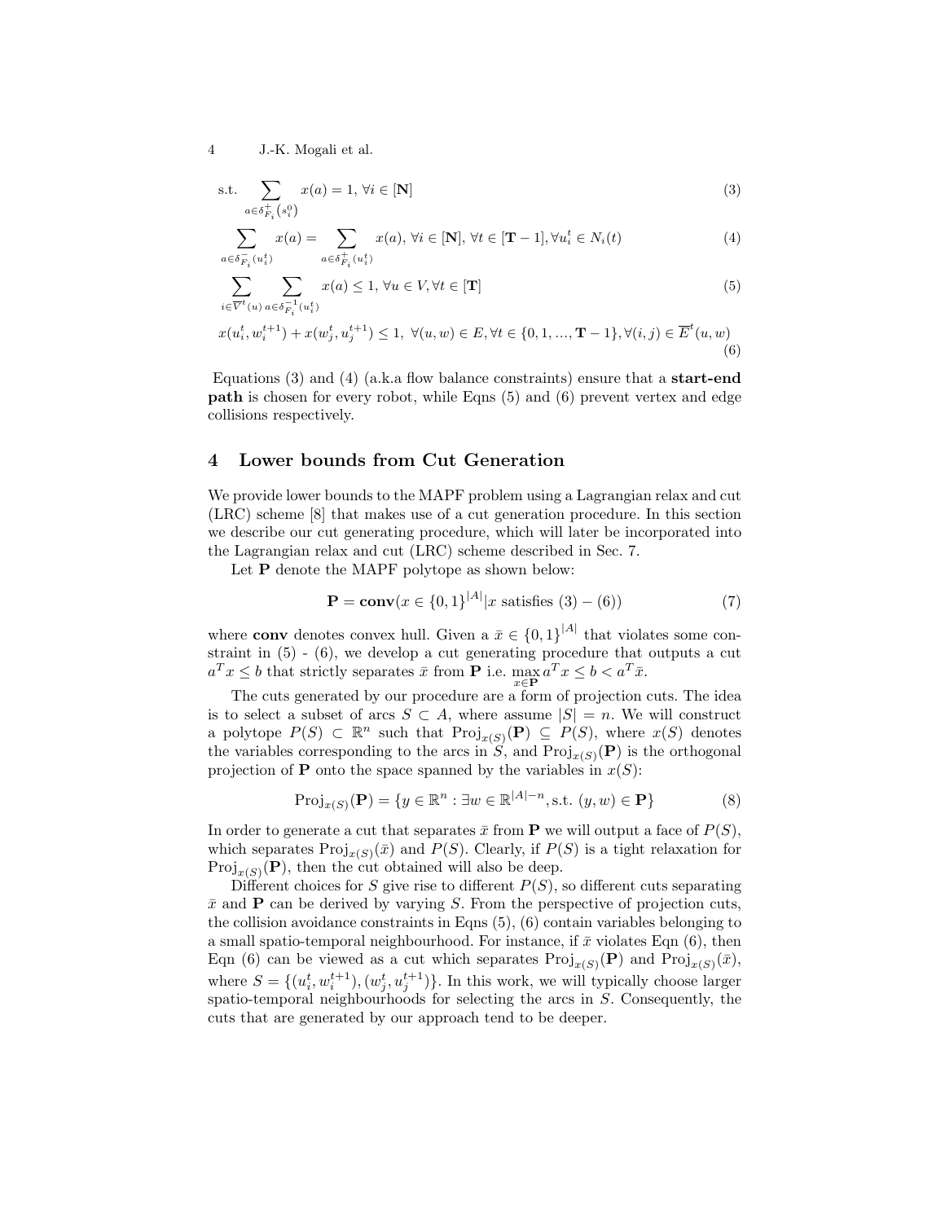$$\text{s.t.} \sum_{a \in \delta^{+}_{F_i}(s_i^0)} x(a) = 1, \; \forall i \in [\mathbf{N}] \tag{3}$$

$$\sum_{a \in \delta^{-}_{F_i}(u_i^t)} x(a) = \sum_{a \in \delta^{+}_{F_i}(u_i^t)} x(a), \; \forall i \in [\mathbf{N}], \; \forall t \in [\mathbf{T}-1], \forall u_i^t \in N_i(t) \tag{4}$$

$$\sum_{i \in \overline{V}^t(u)} \sum_{a \in \delta^{-1}_{F_i}(u_i^t)} x(a) \leq 1, \; \forall u \in V, \forall t \in [\mathbf{T}] \tag{5}$$

$$x(u_i^t, w_i^{t+1}) + x(w_j^t, u_j^{t+1}) \leq 1, \; \forall (u,w) \in E, \forall t \in \{0, 1, ..., \mathbf{T}-1\}, \forall (i,j) \in \overline{E}^t(u,w) \tag{6}$$

Equations (3) and (4) (a.k.a flow balance constraints) ensure that a **start-end path** is chosen for every robot, while Eqns (5) and (6) prevent vertex and edge collisions respectively.

## 4 Lower bounds from Cut Generation

We provide lower bounds to the MAPF problem using a Lagrangian relax and cut (LRC) scheme [8] that makes use of a cut generation procedure. In this section we describe our cut generating procedure, which will later be incorporated into the Lagrangian relax and cut (LRC) scheme described in Sec. 7.

Let $\mathbf{P}$ denote the MAPF polytope as shown below:

$$\mathbf{P} = \mathbf{conv}(x \in \{0,1\}^{|A|} | x \text{ satisfies } (3) - (6)) \tag{7}$$

where **conv** denotes convex hull. Given a $\bar{x} \in \{0,1\}^{|A|}$ that violates some constraint in (5) - (6), we develop a cut generating procedure that outputs a cut $a^T x \leq b$ that strictly separates $\bar{x}$ from $\mathbf{P}$ i.e. $\max_{x \in \mathbf{P}} a^T x \leq b < a^T \bar{x}$.

The cuts generated by our procedure are a form of projection cuts. The idea is to select a subset of arcs $S \subset A$, where assume $|S| = n$. We will construct a polytope $P(S) \subset \mathbb{R}^n$ such that $\text{Proj}_{x(S)}(\mathbf{P}) \subseteq P(S)$, where $x(S)$ denotes the variables corresponding to the arcs in $S$, and $\text{Proj}_{x(S)}(\mathbf{P})$ is the orthogonal projection of $\mathbf{P}$ onto the space spanned by the variables in $x(S)$:

$$\text{Proj}_{x(S)}(\mathbf{P}) = \{y \in \mathbb{R}^n : \exists w \in \mathbb{R}^{|A|-n}, \text{s.t. } (y, w) \in \mathbf{P}\} \tag{8}$$

In order to generate a cut that separates $\bar{x}$ from $\mathbf{P}$ we will output a face of $P(S)$, which separates $\text{Proj}_{x(S)}(\bar{x})$ and $P(S)$. Clearly, if $P(S)$ is a tight relaxation for $\text{Proj}_{x(S)}(\mathbf{P})$, then the cut obtained will also be deep.

Different choices for $S$ give rise to different $P(S)$, so different cuts separating $\bar{x}$ and $\mathbf{P}$ can be derived by varying $S$. From the perspective of projection cuts, the collision avoidance constraints in Eqns (5), (6) contain variables belonging to a small spatio-temporal neighbourhood. For instance, if $\bar{x}$ violates Eqn (6), then Eqn (6) can be viewed as a cut which separates $\text{Proj}_{x(S)}(\mathbf{P})$ and $\text{Proj}_{x(S)}(\bar{x})$, where $S = \{(u_i^t, w_i^{t+1}), (w_j^t, u_j^{t+1})\}$. In this work, we will typically choose larger spatio-temporal neighbourhoods for selecting the arcs in $S$. Consequently, the cuts that are generated by our approach tend to be deeper.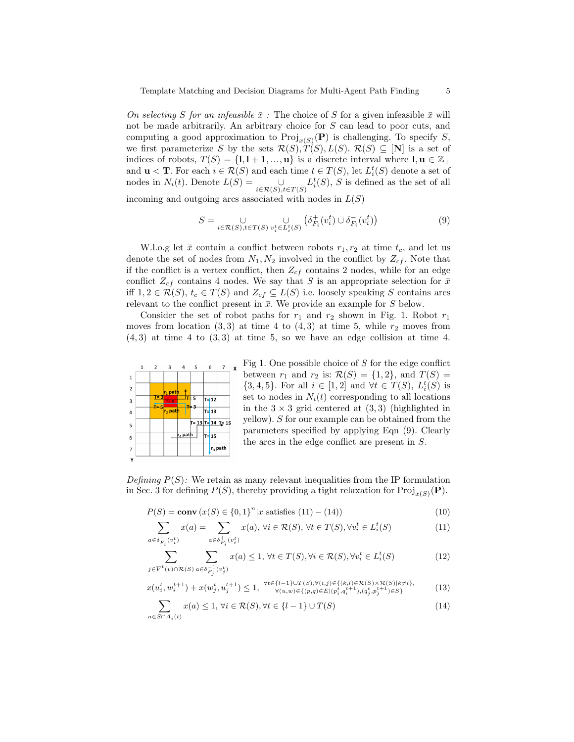*On selecting $S$ for an infeasible $\bar{x}$ :* The choice of $S$ for a given infeasible $\bar{x}$ will not be made arbitrarily. An arbitrary choice for $S$ can lead to poor cuts, and computing a good approximation to $\text{Proj}_{x(S)}(\mathbf{P})$ is challenging. To specify $S$, we first parameterize $S$ by the sets $\mathcal{R}(S), T(S), L(S)$. $\mathcal{R}(S) \subseteq [\mathbf{N}]$ is a set of indices of robots, $T(S) = \{\mathbf{l}, \mathbf{l+1}, ..., \mathbf{u}\}$ is a discrete interval where $\mathbf{l}, \mathbf{u} \in \mathbb{Z}_+$ and $\mathbf{u} < \mathbf{T}$. For each $i \in \mathcal{R}(S)$ and each time $t \in T(S)$, let $L_i^t(S)$ denote a set of nodes in $N_i(t)$. Denote $L(S) = \bigcup_{i \in \mathcal{R}(S), t \in T(S)} L_i^t(S)$, $S$ is defined as the set of all incoming and outgoing arcs associated with nodes in $L(S)$

$$S = \bigcup_{i \in \mathcal{R}(S), t \in T(S)} \bigcup_{v_i^t \in L_i^t(S)} \left( \delta^+_{F_i}(v_i^t) \cup \delta^-_{F_i}(v_i^t) \right) \tag{9}$$

W.l.o.g let $\bar{x}$ contain a conflict between robots $r_1, r_2$ at time $t_c$, and let us denote the set of nodes from $N_1, N_2$ involved in the conflict by $Z_{cf}$. Note that if the conflict is a vertex conflict, then $Z_{cf}$ contains 2 nodes, while for an edge conflict $Z_{cf}$ contains 4 nodes. We say that $S$ is an appropriate selection for $\bar{x}$ iff $1, 2 \in \mathcal{R}(S)$, $t_c \in T(S)$ and $Z_{cf} \subseteq L(S)$ i.e. loosely speaking $S$ contains arcs relevant to the conflict present in $\bar{x}$. We provide an example for $S$ below.

Consider the set of robot paths for $r_1$ and $r_2$ shown in Fig. 1. Robot $r_1$ moves from location $(3, 3)$ at time 4 to $(4, 3)$ at time 5, while $r_2$ moves from $(4, 3)$ at time 4 to $(3, 3)$ at time 5, so we have an edge collision at time 4.

Fig 1. One possible choice of $S$ for the edge conflict between $r_1$ and $r_2$ is: $\mathcal{R}(S) = \{1, 2\}$, and $T(S) = \{3, 4, 5\}$. For all $i \in [1, 2]$ and $\forall t \in T(S)$, $L_i^t(S)$ is set to nodes in $N_i(t)$ corresponding to all locations in the $3 \times 3$ grid centered at $(3, 3)$ (highlighted in yellow). $S$ for our example can be obtained from the parameters specified by applying Eqn (9). Clearly the arcs in the edge conflict are present in $S$.

*Defining $P(S)$:* We retain as many relevant inequalities from the IP formulation in Sec. 3 for defining $P(S)$, thereby providing a tight relaxation for $\text{Proj}_{x(S)}(\mathbf{P})$.

$$P(S) = \textbf{conv}\left(x(S) \in \{0, 1\}^n | x \text{ satisfies } (11) - (14)\right) \tag{10}$$

$$\sum_{a \in \delta^-_{F_i}(v_i^t)} x(a) = \sum_{a \in \delta^+_{F_i}(v_i^t)} x(a), \ \forall i \in \mathcal{R}(S), \ \forall t \in T(S), \forall v_i^t \in L_i^t(S) \tag{11}$$

$$\sum_{j \in \overline{V}^t(v) \cap \mathcal{R}(S)} \sum_{a \in \delta^{-1}_{F_j}(v_j^t)} x(a) \leq 1, \ \forall t \in T(S), \forall i \in \mathcal{R}(S), \forall v_i^t \in L_i^t(S) \tag{12}$$

$$x(u_i^t, w_i^{t+1}) + x(w_j^t, u_j^{t+1}) \leq 1, \quad \begin{matrix} \forall t \in \{l-1\} \cup T(S), \forall (i,j) \in \{(k,l) \in \mathcal{R}(S) \times \mathcal{R}(S) | k \neq l\}, \\ \forall (u,w) \in \{(p,q) \in E | (p_i^t, q_i^{t+1}), (q_j^t, p_j^{t+1}) \in S\} \end{matrix} \tag{13}$$

$$\sum_{a \in S \cap A_i(t)} x(a) \leq 1, \ \forall i \in \mathcal{R}(S), \forall t \in \{l-1\} \cup T(S) \tag{14}$$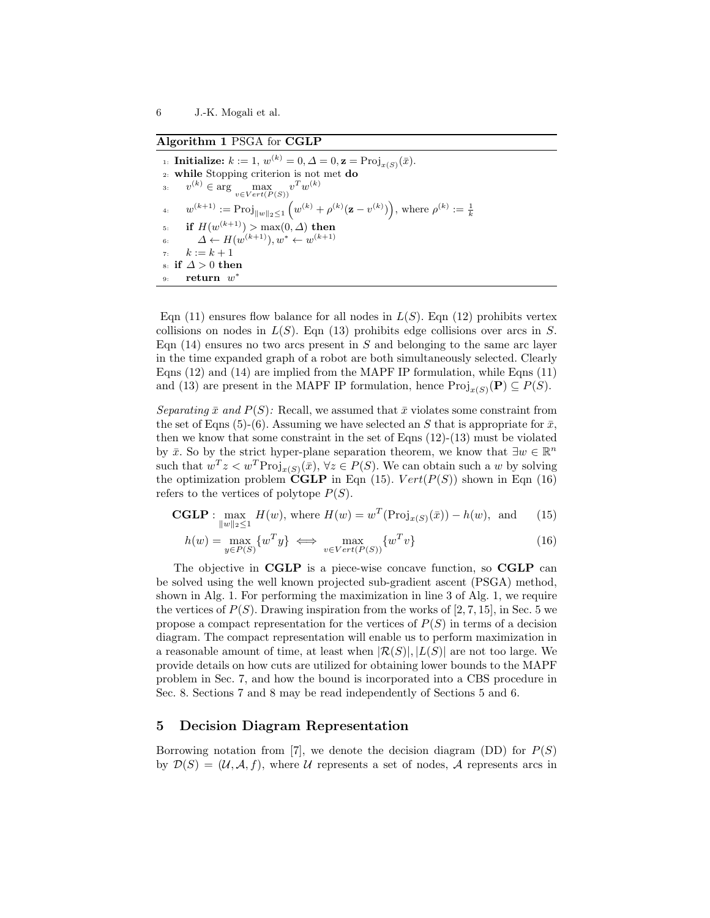**Algorithm 1** PSGA for **CGLP**

```
1: Initialize: k := 1, w^(k) = 0, Δ = 0, z = Proj_{x(S)}(x̄).
2: while Stopping criterion is not met do
3:     v^(k) ∈ arg max_{v ∈ Vert(P(S))} v^T w^(k)
4:     w^(k+1) := Proj_{||w||_2 ≤ 1}( w^(k) + ρ^(k)(z − v^(k)) ), where ρ^(k) := 1/k
5:     if H(w^(k+1)) > max(0, Δ) then
6:         Δ ← H(w^(k+1)), w* ← w^(k+1)
7:     k := k + 1
8: if Δ > 0 then
9:     return w*
```

Eqn (11) ensures flow balance for all nodes in $L(S)$. Eqn (12) prohibits vertex collisions on nodes in $L(S)$. Eqn (13) prohibits edge collisions over arcs in $S$. Eqn (14) ensures no two arcs present in $S$ and belonging to the same arc layer in the time expanded graph of a robot are both simultaneously selected. Clearly Eqns (12) and (14) are implied from the MAPF IP formulation, while Eqns (11) and (13) are present in the MAPF IP formulation, hence $\text{Proj}_{x(S)}(\mathbf{P}) \subseteq P(S)$.

*Separating $\bar{x}$ and $P(S)$:* Recall, we assumed that $\bar{x}$ violates some constraint from the set of Eqns (5)-(6). Assuming we have selected an $S$ that is appropriate for $\bar{x}$, then we know that some constraint in the set of Eqns (12)-(13) must be violated by $\bar{x}$. So by the strict hyper-plane separation theorem, we know that $\exists w \in \mathbb{R}^n$ such that $w^T z < w^T \text{Proj}_{x(S)}(\bar{x})$, $\forall z \in P(S)$. We can obtain such a $w$ by solving the optimization problem **CGLP** in Eqn (15). $Vert(P(S))$ shown in Eqn (16) refers to the vertices of polytope $P(S)$.

$$\textbf{CGLP}: \max_{\|w\|_2 \leq 1} H(w), \text{ where } H(w) = w^T(\text{Proj}_{x(S)}(\bar{x})) - h(w), \text{ and} \tag{15}$$

$$h(w) = \max_{y \in P(S)} \{w^T y\} \iff \max_{v \in Vert(P(S))} \{w^T v\} \tag{16}$$

The objective in **CGLP** is a piece-wise concave function, so **CGLP** can be solved using the well known projected sub-gradient ascent (PSGA) method, shown in Alg. 1. For performing the maximization in line 3 of Alg. 1, we require the vertices of $P(S)$. Drawing inspiration from the works of [2, 7, 15], in Sec. 5 we propose a compact representation for the vertices of $P(S)$ in terms of a decision diagram. The compact representation will enable us to perform maximization in a reasonable amount of time, at least when $|\mathcal{R}(S)|, |L(S)|$ are not too large. We provide details on how cuts are utilized for obtaining lower bounds to the MAPF problem in Sec. 7, and how the bound is incorporated into a CBS procedure in Sec. 8. Sections 7 and 8 may be read independently of Sections 5 and 6.

## 5 Decision Diagram Representation

Borrowing notation from [7], we denote the decision diagram (DD) for $P(S)$ by $\mathcal{D}(S) = (\mathcal{U}, \mathcal{A}, f)$, where $\mathcal{U}$ represents a set of nodes, $\mathcal{A}$ represents arcs in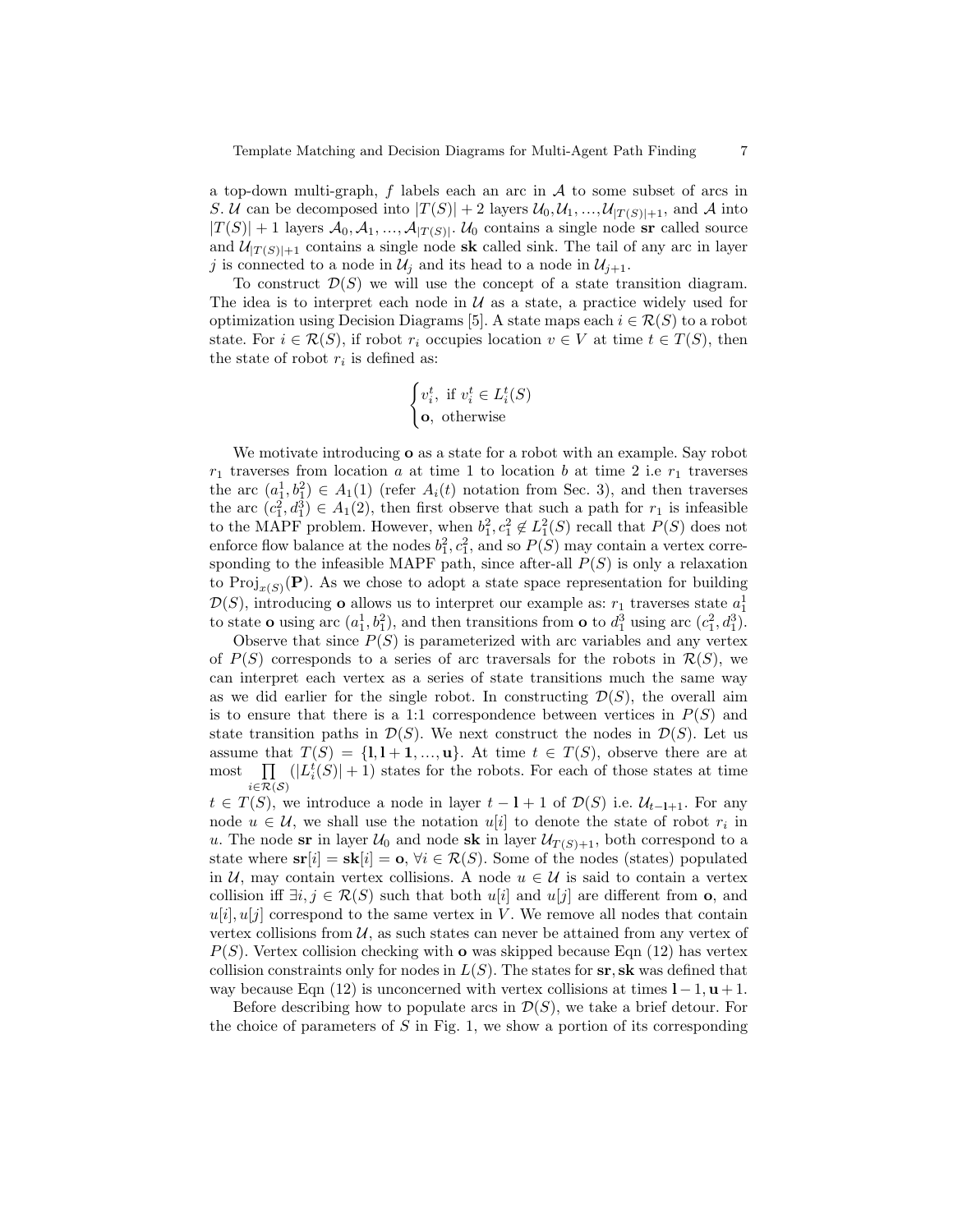a top-down multi-graph, $f$ labels each an arc in $\mathcal{A}$ to some subset of arcs in $S$. $\mathcal{U}$ can be decomposed into $|T(S)|+2$ layers $\mathcal{U}_0, \mathcal{U}_1, ..., \mathcal{U}_{|T(S)|+1}$, and $\mathcal{A}$ into $|T(S)|+1$ layers $\mathcal{A}_0, \mathcal{A}_1, ..., \mathcal{A}_{|T(S)|}$. $\mathcal{U}_0$ contains a single node **sr** called source and $\mathcal{U}_{|T(S)|+1}$ contains a single node **sk** called sink. The tail of any arc in layer $j$ is connected to a node in $\mathcal{U}_j$ and its head to a node in $\mathcal{U}_{j+1}$.

To construct $\mathcal{D}(S)$ we will use the concept of a state transition diagram. The idea is to interpret each node in $\mathcal{U}$ as a state, a practice widely used for optimization using Decision Diagrams [5]. A state maps each $i \in \mathcal{R}(S)$ to a robot state. For $i \in \mathcal{R}(S)$, if robot $r_i$ occupies location $v \in V$ at time $t \in T(S)$, then the state of robot $r_i$ is defined as:

$$\begin{cases} v_i^t, \text{ if } v_i^t \in L_i^t(S) \\ \mathbf{o}, \text{ otherwise} \end{cases}$$

We motivate introducing $\mathbf{o}$ as a state for a robot with an example. Say robot $r_1$ traverses from location $a$ at time 1 to location $b$ at time 2 i.e $r_1$ traverses the arc $(a_1^1, b_1^2) \in A_1(1)$ (refer $A_i(t)$ notation from Sec. 3), and then traverses the arc $(c_1^2, d_1^3) \in A_1(2)$, then first observe that such a path for $r_1$ is infeasible to the MAPF problem. However, when $b_1^2, c_1^2 \notin L_1^2(S)$ recall that $P(S)$ does not enforce flow balance at the nodes $b_1^2, c_1^2$, and so $P(S)$ may contain a vertex corresponding to the infeasible MAPF path, since after-all $P(S)$ is only a relaxation to $\text{Proj}_{x(S)}(\mathbf{P})$. As we chose to adopt a state space representation for building $\mathcal{D}(S)$, introducing $\mathbf{o}$ allows us to interpret our example as: $r_1$ traverses state $a_1^1$ to state $\mathbf{o}$ using arc $(a_1^1, b_1^2)$, and then transitions from $\mathbf{o}$ to $d_1^3$ using arc $(c_1^2, d_1^3)$.

Observe that since $P(S)$ is parameterized with arc variables and any vertex of $P(S)$ corresponds to a series of arc traversals for the robots in $\mathcal{R}(S)$, we can interpret each vertex as a series of state transitions much the same way as we did earlier for the single robot. In constructing $\mathcal{D}(S)$, the overall aim is to ensure that there is a 1:1 correspondence between vertices in $P(S)$ and state transition paths in $\mathcal{D}(S)$. We next construct the nodes in $\mathcal{D}(S)$. Let us assume that $T(S) = \{\mathbf{l}, \mathbf{l+1}, ..., \mathbf{u}\}$. At time $t \in T(S)$, observe there are at most $\prod_{i \in \mathcal{R}(S)} (|L_i^t(S)|+1)$ states for the robots. For each of those states at time $t \in T(S)$, we introduce a node in layer $t - \mathbf{l} + 1$ of $\mathcal{D}(S)$ i.e. $\mathcal{U}_{t-\mathbf{l}+1}$. For any node $u \in \mathcal{U}$, we shall use the notation $u[i]$ to denote the state of robot $r_i$ in $u$. The node **sr** in layer $\mathcal{U}_0$ and node **sk** in layer $\mathcal{U}_{T(S)+1}$, both correspond to a state where $\mathbf{sr}[i] = \mathbf{sk}[i] = \mathbf{o}$, $\forall i \in \mathcal{R}(S)$. Some of the nodes (states) populated in $\mathcal{U}$, may contain vertex collisions. A node $u \in \mathcal{U}$ is said to contain a vertex collision iff $\exists i, j \in \mathcal{R}(S)$ such that both $u[i]$ and $u[j]$ are different from $\mathbf{o}$, and $u[i], u[j]$ correspond to the same vertex in $V$. We remove all nodes that contain vertex collisions from $\mathcal{U}$, as such states can never be attained from any vertex of $P(S)$. Vertex collision checking with $\mathbf{o}$ was skipped because Eqn (12) has vertex collision constraints only for nodes in $L(S)$. The states for **sr**, **sk** was defined that way because Eqn (12) is unconcerned with vertex collisions at times $\mathbf{l}-1, \mathbf{u}+1$.

Before describing how to populate arcs in $\mathcal{D}(S)$, we take a brief detour. For the choice of parameters of $S$ in Fig. 1, we show a portion of its corresponding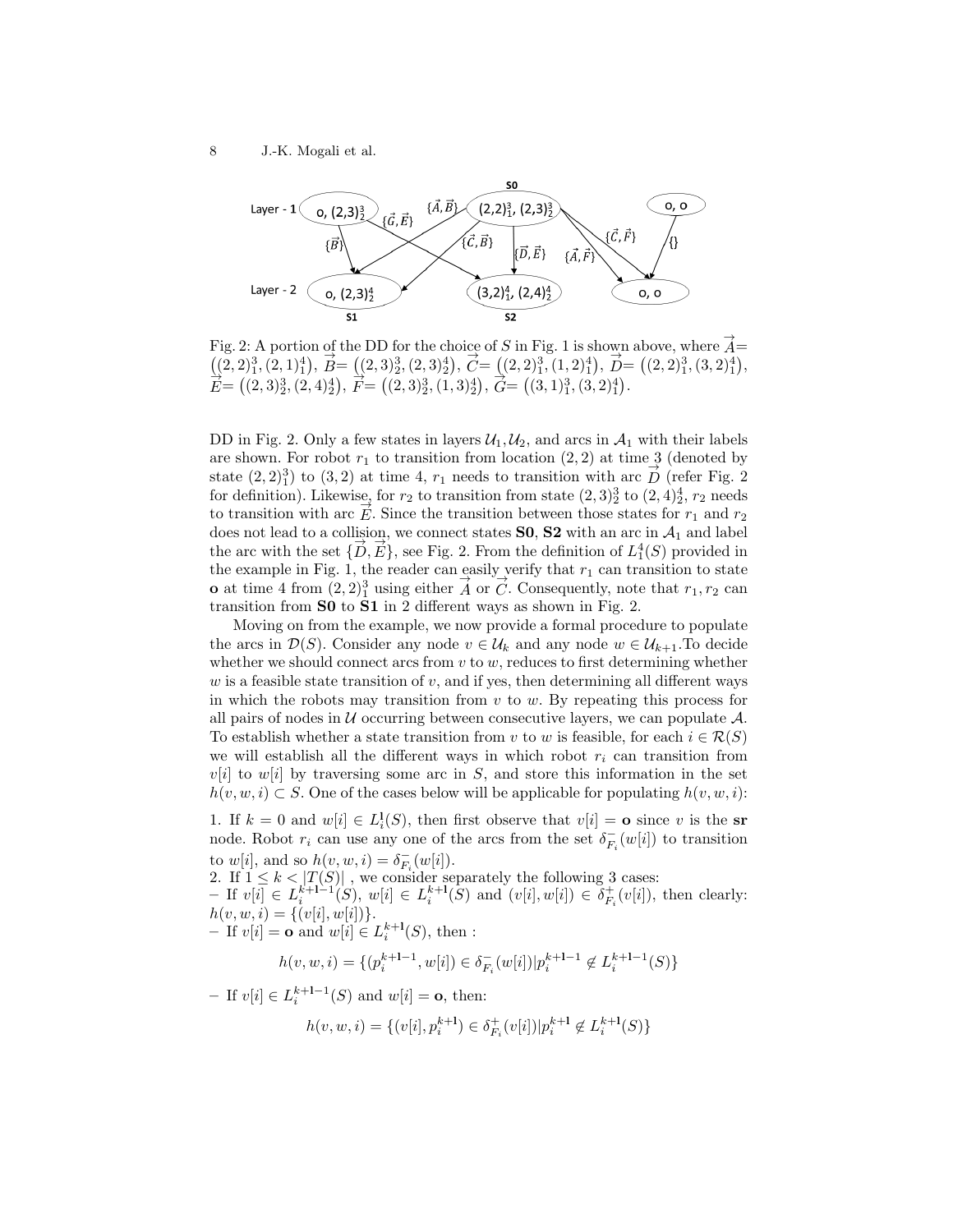Fig. 2: A portion of the DD for the choice of $S$ in Fig. 1 is shown above, where $\vec{A}=\left((2,2)^3_1,(2,1)^4_1\right)$, $\vec{B}=\left((2,3)^3_2,(2,3)^4_2\right)$, $\vec{C}=\left((2,2)^3_1,(1,2)^4_1\right)$, $\vec{D}=\left((2,2)^3_1,(3,2)^4_1\right)$, $\vec{E}=\left((2,3)^3_2,(2,4)^4_2\right)$, $\vec{F}=\left((2,3)^3_2,(1,3)^4_2\right)$, $\vec{G}=\left((3,1)^3_1,(3,2)^4_1\right)$.

DD in Fig. 2. Only a few states in layers $\mathcal{U}_1, \mathcal{U}_2$, and arcs in $\mathcal{A}_1$ with their labels are shown. For robot $r_1$ to transition from location $(2,2)$ at time 3 (denoted by state $(2,2)^3_1$) to $(3,2)$ at time 4, $r_1$ needs to transition with arc $\vec{D}$ (refer Fig. 2 for definition). Likewise, for $r_2$ to transition from state $(2,3)^3_2$ to $(2,4)^4_2$, $r_2$ needs to transition with arc $\vec{E}$. Since the transition between those states for $r_1$ and $r_2$ does not lead to a collision, we connect states **S0**, **S2** with an arc in $\mathcal{A}_1$ and label the arc with the set $\{\vec{D},\vec{E}\}$, see Fig. 2. From the definition of $L^4_1(S)$ provided in the example in Fig. 1, the reader can easily verify that $r_1$ can transition to state $\mathbf{o}$ at time 4 from $(2,2)^3_1$ using either $\vec{A}$ or $\vec{C}$. Consequently, note that $r_1, r_2$ can transition from **S0** to **S1** in 2 different ways as shown in Fig. 2.

Moving on from the example, we now provide a formal procedure to populate the arcs in $\mathcal{D}(S)$. Consider any node $v \in \mathcal{U}_k$ and any node $w \in \mathcal{U}_{k+1}$.To decide whether we should connect arcs from $v$ to $w$, reduces to first determining whether $w$ is a feasible state transition of $v$, and if yes, then determining all different ways in which the robots may transition from $v$ to $w$. By repeating this process for all pairs of nodes in $\mathcal{U}$ occurring between consecutive layers, we can populate $\mathcal{A}$. To establish whether a state transition from $v$ to $w$ is feasible, for each $i \in \mathcal{R}(S)$ we will establish all the different ways in which robot $r_i$ can transition from $v[i]$ to $w[i]$ by traversing some arc in $S$, and store this information in the set $h(v,w,i) \subset S$. One of the cases below will be applicable for populating $h(v,w,i)$:

1. If $k=0$ and $w[i] \in L^{\mathbf{l}}_i(S)$, then first observe that $v[i]=\mathbf{o}$ since $v$ is the **sr** node. Robot $r_i$ can use any one of the arcs from the set $\delta^-_{F_i}(w[i])$ to transition to $w[i]$, and so $h(v,w,i)=\delta^-_{F_i}(w[i])$.
2. If $1 \leq k < |T(S)|$ , we consider separately the following 3 cases:
– If $v[i] \in L^{k+\mathbf{l}-1}_i(S)$, $w[i] \in L^{k+\mathbf{l}}_i(S)$ and $(v[i],w[i]) \in \delta^+_{F_i}(v[i])$, then clearly: $h(v,w,i)=\{(v[i],w[i])\}$.
– If $v[i]=\mathbf{o}$ and $w[i] \in L^{k+\mathbf{l}}_i(S)$, then :

$$h(v,w,i)=\{(p^{k+\mathbf{l}-1}_i,w[i]) \in \delta^-_{F_i}(w[i]) | p^{k+\mathbf{l}-1}_i \notin L^{k+\mathbf{l}-1}_i(S)\}$$

– If $v[i] \in L^{k+\mathbf{l}-1}_i(S)$ and $w[i]=\mathbf{o}$, then:

$$h(v,w,i)=\{(v[i],p^{k+\mathbf{l}}_i) \in \delta^+_{F_i}(v[i]) | p^{k+\mathbf{l}}_i \notin L^{k+\mathbf{l}}_i(S)\}$$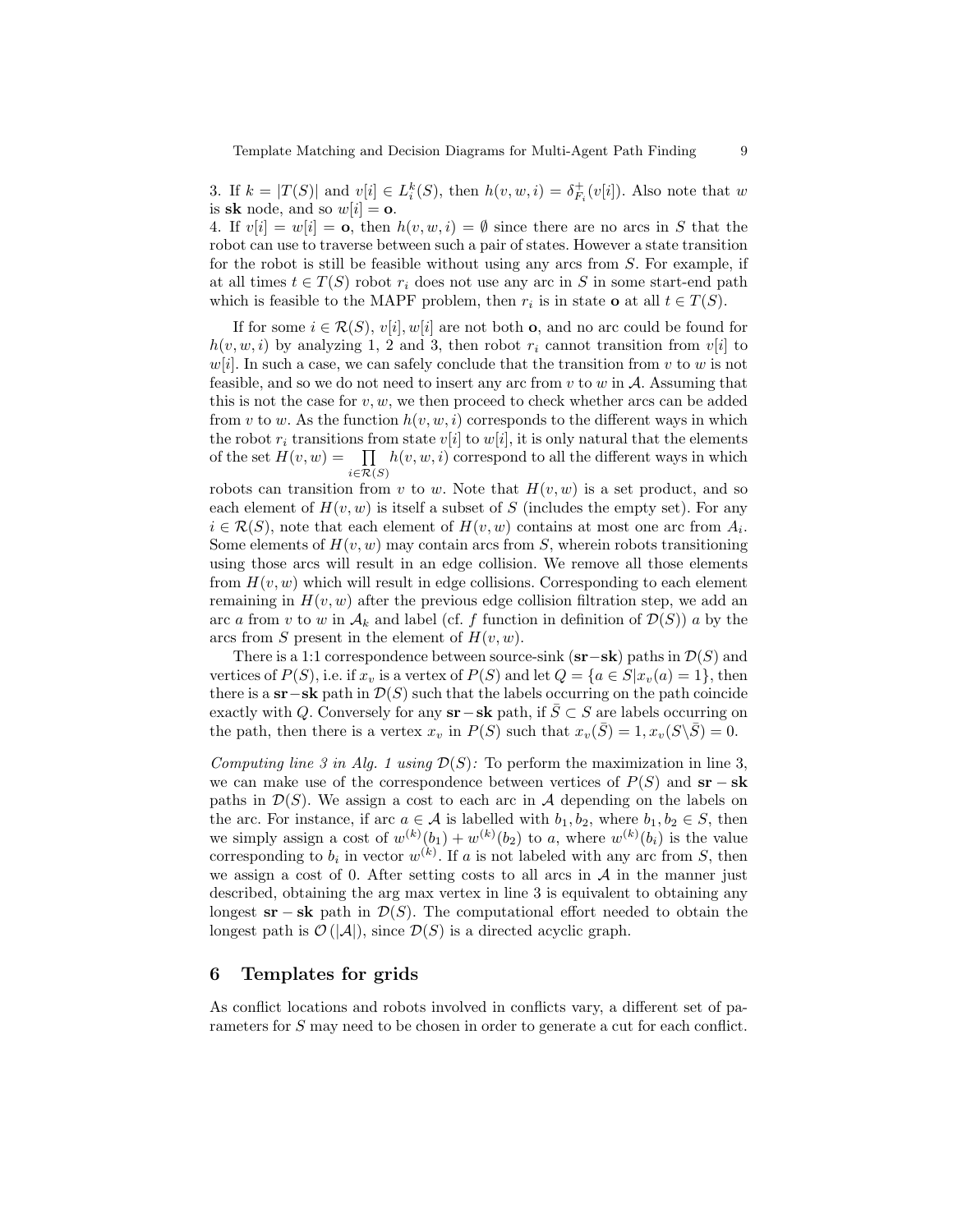3. If $k = |T(S)|$ and $v[i] \in L_i^k(S)$, then $h(v, w, i) = \delta^+_{F_i}(v[i])$. Also note that $w$ is **sk** node, and so $w[i] = \mathbf{o}$.
4. If $v[i] = w[i] = \mathbf{o}$, then $h(v, w, i) = \emptyset$ since there are no arcs in $S$ that the robot can use to traverse between such a pair of states. However a state transition for the robot is still be feasible without using any arcs from $S$. For example, if at all times $t \in T(S)$ robot $r_i$ does not use any arc in $S$ in some start-end path which is feasible to the MAPF problem, then $r_i$ is in state $\mathbf{o}$ at all $t \in T(S)$.

If for some $i \in \mathcal{R}(S)$, $v[i], w[i]$ are not both $\mathbf{o}$, and no arc could be found for $h(v, w, i)$ by analyzing 1, 2 and 3, then robot $r_i$ cannot transition from $v[i]$ to $w[i]$. In such a case, we can safely conclude that the transition from $v$ to $w$ is not feasible, and so we do not need to insert any arc from $v$ to $w$ in $\mathcal{A}$. Assuming that this is not the case for $v, w$, we then proceed to check whether arcs can be added from $v$ to $w$. As the function $h(v, w, i)$ corresponds to the different ways in which the robot $r_i$ transitions from state $v[i]$ to $w[i]$, it is only natural that the elements of the set $H(v, w) = \prod_{i \in \mathcal{R}(S)} h(v, w, i)$ correspond to all the different ways in which robots can transition from $v$ to $w$. Note that $H(v, w)$ is a set product, and so each element of $H(v, w)$ is itself a subset of $S$ (includes the empty set). For any $i \in \mathcal{R}(S)$, note that each element of $H(v, w)$ contains at most one arc from $A_i$. Some elements of $H(v, w)$ may contain arcs from $S$, wherein robots transitioning using those arcs will result in an edge collision. We remove all those elements from $H(v, w)$ which will result in edge collisions. Corresponding to each element remaining in $H(v, w)$ after the previous edge collision filtration step, we add an arc $a$ from $v$ to $w$ in $\mathcal{A}_k$ and label (cf. $f$ function in definition of $\mathcal{D}(S)$) $a$ by the arcs from $S$ present in the element of $H(v, w)$.

There is a 1:1 correspondence between source-sink (**sr**−**sk**) paths in $\mathcal{D}(S)$ and vertices of $P(S)$, i.e. if $x_v$ is a vertex of $P(S)$ and let $Q = \{a \in S | x_v(a) = 1\}$, then there is a **sr**−**sk** path in $\mathcal{D}(S)$ such that the labels occurring on the path coincide exactly with $Q$. Conversely for any **sr** − **sk** path, if $\bar{S} \subset S$ are labels occurring on the path, then there is a vertex $x_v$ in $P(S)$ such that $x_v(\bar{S}) = 1, x_v(S \setminus \bar{S}) = 0$.

*Computing line 3 in Alg. 1 using $\mathcal{D}(S)$:* To perform the maximization in line 3, we can make use of the correspondence between vertices of $P(S)$ and **sr** − **sk** paths in $\mathcal{D}(S)$. We assign a cost to each arc in $\mathcal{A}$ depending on the labels on the arc. For instance, if arc $a \in \mathcal{A}$ is labelled with $b_1, b_2$, where $b_1, b_2 \in S$, then we simply assign a cost of $w^{(k)}(b_1) + w^{(k)}(b_2)$ to $a$, where $w^{(k)}(b_i)$ is the value corresponding to $b_i$ in vector $w^{(k)}$. If $a$ is not labeled with any arc from $S$, then we assign a cost of 0. After setting costs to all arcs in $\mathcal{A}$ in the manner just described, obtaining the arg max vertex in line 3 is equivalent to obtaining any longest **sr** − **sk** path in $\mathcal{D}(S)$. The computational effort needed to obtain the longest path is $\mathcal{O}(|\mathcal{A}|)$, since $\mathcal{D}(S)$ is a directed acyclic graph.

## 6 Templates for grids

As conflict locations and robots involved in conflicts vary, a different set of parameters for $S$ may need to be chosen in order to generate a cut for each conflict.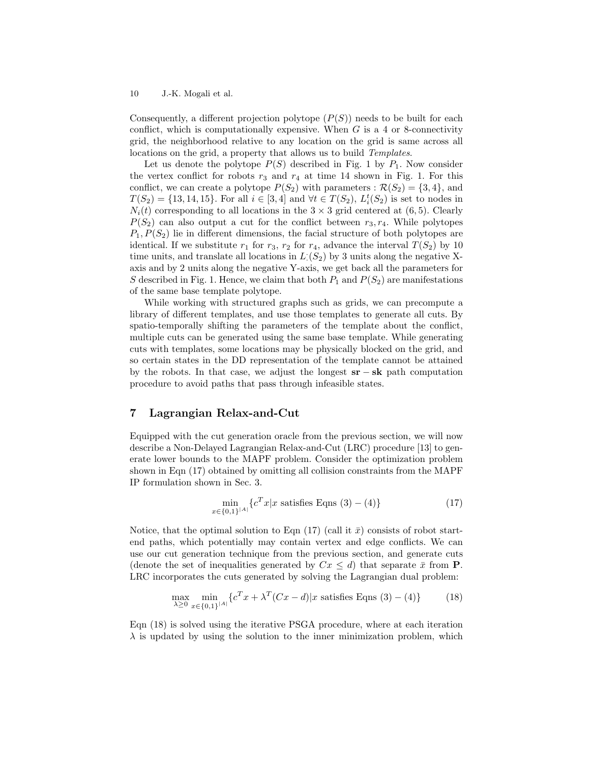Consequently, a different projection polytope ($P(S)$) needs to be built for each conflict, which is computationally expensive. When $G$ is a 4 or 8-connectivity grid, the neighborhood relative to any location on the grid is same across all locations on the grid, a property that allows us to build *Templates*.

Let us denote the polytope $P(S)$ described in Fig. 1 by $P_1$. Now consider the vertex conflict for robots $r_3$ and $r_4$ at time 14 shown in Fig. 1. For this conflict, we can create a polytope $P(S_2)$ with parameters : $\mathcal{R}(S_2) = \{3, 4\}$, and $T(S_2) = \{13, 14, 15\}$. For all $i \in [3, 4]$ and $\forall t \in T(S_2)$, $L_i^t(S_2)$ is set to nodes in $N_i(t)$ corresponding to all locations in the $3 \times 3$ grid centered at $(6, 5)$. Clearly $P(S_2)$ can also output a cut for the conflict between $r_3, r_4$. While polytopes $P_1, P(S_2)$ lie in different dimensions, the facial structure of both polytopes are identical. If we substitute $r_1$ for $r_3$, $r_2$ for $r_4$, advance the interval $T(S_2)$ by 10 time units, and translate all locations in $L_{\cdot}^{\cdot}(S_2)$ by 3 units along the negative X-axis and by 2 units along the negative Y-axis, we get back all the parameters for $S$ described in Fig. 1. Hence, we claim that both $P_1$ and $P(S_2)$ are manifestations of the same base template polytope.

While working with structured graphs such as grids, we can precompute a library of different templates, and use those templates to generate all cuts. By spatio-temporally shifting the parameters of the template about the conflict, multiple cuts can be generated using the same base template. While generating cuts with templates, some locations may be physically blocked on the grid, and so certain states in the DD representation of the template cannot be attained by the robots. In that case, we adjust the longest $\mathbf{sr} - \mathbf{sk}$ path computation procedure to avoid paths that pass through infeasible states.

## 7 Lagrangian Relax-and-Cut

Equipped with the cut generation oracle from the previous section, we will now describe a Non-Delayed Lagrangian Relax-and-Cut (LRC) procedure [13] to generate lower bounds to the MAPF problem. Consider the optimization problem shown in Eqn (17) obtained by omitting all collision constraints from the MAPF IP formulation shown in Sec. 3.

$$\min_{x \in \{0,1\}^{|A|}} \{c^T x | x \text{ satisfies Eqns } (3) - (4)\} \tag{17}$$

Notice, that the optimal solution to Eqn (17) (call it $\bar{x}$) consists of robot start-end paths, which potentially may contain vertex and edge conflicts. We can use our cut generation technique from the previous section, and generate cuts (denote the set of inequalities generated by $Cx \leq d$) that separate $\bar{x}$ from $\mathbf{P}$. LRC incorporates the cuts generated by solving the Lagrangian dual problem:

$$\max_{\lambda \geq 0} \min_{x \in \{0,1\}^{|A|}} \{c^T x + \lambda^T (Cx - d) | x \text{ satisfies Eqns } (3) - (4)\} \tag{18}$$

Eqn (18) is solved using the iterative PSGA procedure, where at each iteration $\lambda$ is updated by using the solution to the inner minimization problem, which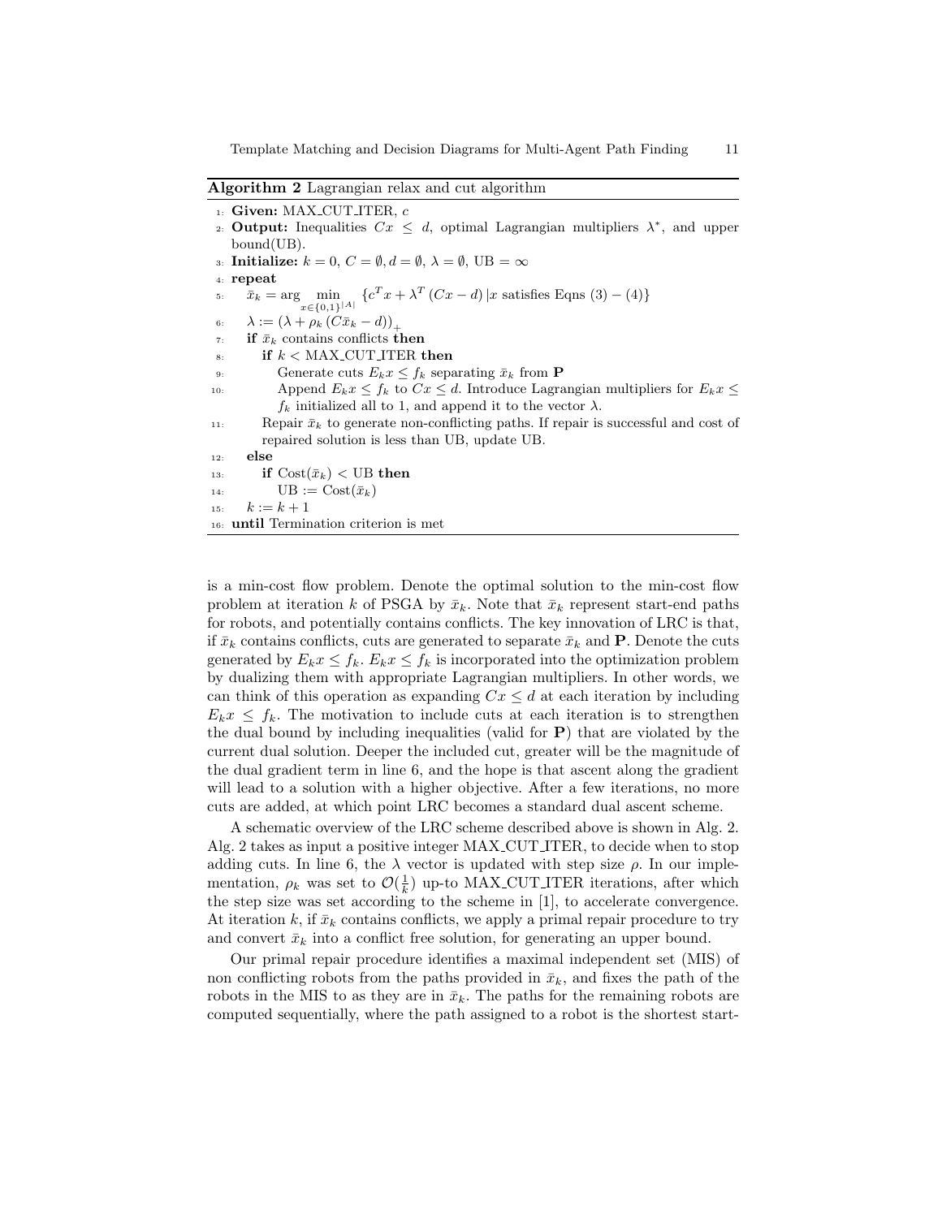**Algorithm 2** Lagrangian relax and cut algorithm

1: **Given:** MAX_CUT_ITER, $c$
2: **Output:** Inequalities $Cx \leq d$, optimal Lagrangian multipliers $\lambda^*$, and upper bound(UB).
3: **Initialize:** $k = 0$, $C = \emptyset, d = \emptyset$, $\lambda = \emptyset$, UB $= \infty$
4: **repeat**
5: $\quad \bar{x}_k = \arg \min_{x \in \{0,1\}^{|A|}} \{c^T x + \lambda^T (Cx - d) \,|x \text{ satisfies Eqns } (3) - (4)\}$
6: $\quad \lambda := (\lambda + \rho_k (C\bar{x}_k - d))_+$
7: $\quad$ **if** $\bar{x}_k$ contains conflicts **then**
8: $\quad\quad$ **if** $k <$ MAX_CUT_ITER **then**
9: $\quad\quad\quad$ Generate cuts $E_k x \leq f_k$ separating $\bar{x}_k$ from **P**
10: $\quad\quad\quad$ Append $E_k x \leq f_k$ to $Cx \leq d$. Introduce Lagrangian multipliers for $E_k x \leq f_k$ initialized all to 1, and append it to the vector $\lambda$.
11: $\quad\quad$ Repair $\bar{x}_k$ to generate non-conflicting paths. If repair is successful and cost of repaired solution is less than UB, update UB.
12: $\quad$ **else**
13: $\quad\quad$ **if** Cost($\bar{x}_k$) $<$ UB **then**
14: $\quad\quad\quad$ UB := Cost($\bar{x}_k$)
15: $\quad k := k + 1$
16: **until** Termination criterion is met

is a min-cost flow problem. Denote the optimal solution to the min-cost flow problem at iteration $k$ of PSGA by $\bar{x}_k$. Note that $\bar{x}_k$ represent start-end paths for robots, and potentially contains conflicts. The key innovation of LRC is that, if $\bar{x}_k$ contains conflicts, cuts are generated to separate $\bar{x}_k$ and **P**. Denote the cuts generated by $E_k x \leq f_k$. $E_k x \leq f_k$ is incorporated into the optimization problem by dualizing them with appropriate Lagrangian multipliers. In other words, we can think of this operation as expanding $Cx \leq d$ at each iteration by including $E_k x \leq f_k$. The motivation to include cuts at each iteration is to strengthen the dual bound by including inequalities (valid for **P**) that are violated by the current dual solution. Deeper the included cut, greater will be the magnitude of the dual gradient term in line 6, and the hope is that ascent along the gradient will lead to a solution with a higher objective. After a few iterations, no more cuts are added, at which point LRC becomes a standard dual ascent scheme.

A schematic overview of the LRC scheme described above is shown in Alg. 2. Alg. 2 takes as input a positive integer MAX_CUT_ITER, to decide when to stop adding cuts. In line 6, the $\lambda$ vector is updated with step size $\rho$. In our implementation, $\rho_k$ was set to $\mathcal{O}(\frac{1}{k})$ up-to MAX_CUT_ITER iterations, after which the step size was set according to the scheme in [1], to accelerate convergence. At iteration $k$, if $\bar{x}_k$ contains conflicts, we apply a primal repair procedure to try and convert $\bar{x}_k$ into a conflict free solution, for generating an upper bound.

Our primal repair procedure identifies a maximal independent set (MIS) of non conflicting robots from the paths provided in $\bar{x}_k$, and fixes the path of the robots in the MIS to as they are in $\bar{x}_k$. The paths for the remaining robots are computed sequentially, where the path assigned to a robot is the shortest start-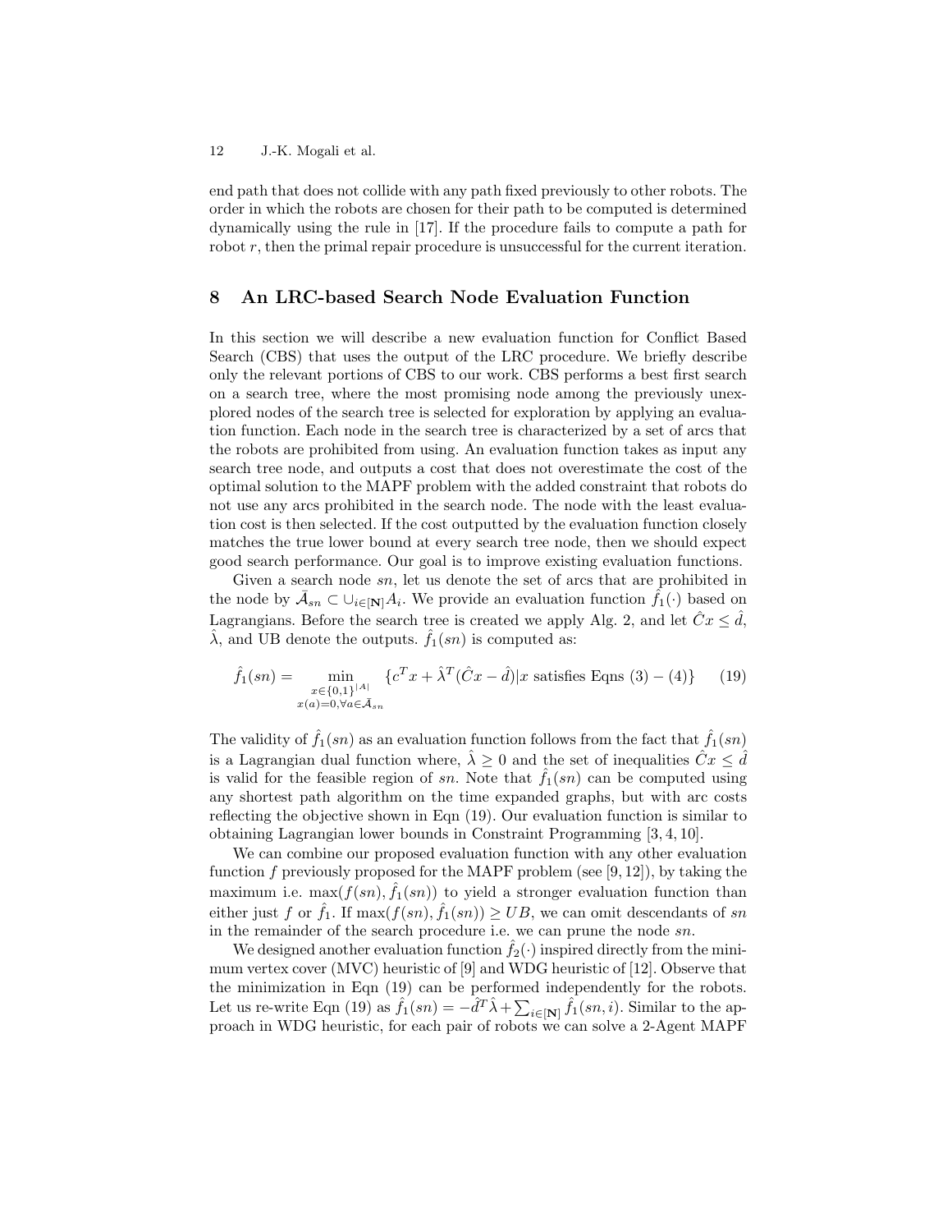end path that does not collide with any path fixed previously to other robots. The order in which the robots are chosen for their path to be computed is determined dynamically using the rule in [17]. If the procedure fails to compute a path for robot $r$, then the primal repair procedure is unsuccessful for the current iteration.

## 8 An LRC-based Search Node Evaluation Function

In this section we will describe a new evaluation function for Conflict Based Search (CBS) that uses the output of the LRC procedure. We briefly describe only the relevant portions of CBS to our work. CBS performs a best first search on a search tree, where the most promising node among the previously unexplored nodes of the search tree is selected for exploration by applying an evaluation function. Each node in the search tree is characterized by a set of arcs that the robots are prohibited from using. An evaluation function takes as input any search tree node, and outputs a cost that does not overestimate the cost of the optimal solution to the MAPF problem with the added constraint that robots do not use any arcs prohibited in the search node. The node with the least evaluation cost is then selected. If the cost outputted by the evaluation function closely matches the true lower bound at every search tree node, then we should expect good search performance. Our goal is to improve existing evaluation functions.

Given a search node $sn$, let us denote the set of arcs that are prohibited in the node by $\bar{\mathcal{A}}_{sn} \subset \cup_{i\in[\mathbf{N}]} A_i$. We provide an evaluation function $\hat{f}_1(\cdot)$ based on Lagrangians. Before the search tree is created we apply Alg. 2, and let $\hat{C}x \leq \hat{d}$, $\hat{\lambda}$, and UB denote the outputs. $\hat{f}_1(sn)$ is computed as:

$$\hat{f}_1(sn) = \min_{\substack{x\in\{0,1\}^{|A|} \\ x(a)=0, \forall a\in\bar{\mathcal{A}}_{sn}}} \{c^T x + \hat{\lambda}^T(\hat{C}x - \hat{d}) | x \text{ satisfies Eqns (3)} - (4)\} \tag{19}$$

The validity of $\hat{f}_1(sn)$ as an evaluation function follows from the fact that $\hat{f}_1(sn)$ is a Lagrangian dual function where, $\hat{\lambda} \geq 0$ and the set of inequalities $\hat{C}x \leq \hat{d}$ is valid for the feasible region of $sn$. Note that $\hat{f}_1(sn)$ can be computed using any shortest path algorithm on the time expanded graphs, but with arc costs reflecting the objective shown in Eqn (19). Our evaluation function is similar to obtaining Lagrangian lower bounds in Constraint Programming [3, 4, 10].

We can combine our proposed evaluation function with any other evaluation function $f$ previously proposed for the MAPF problem (see [9, 12]), by taking the maximum i.e. $\max(f(sn), \hat{f}_1(sn))$ to yield a stronger evaluation function than either just $f$ or $\hat{f}_1$. If $\max(f(sn), \hat{f}_1(sn)) \geq UB$, we can omit descendants of $sn$ in the remainder of the search procedure i.e. we can prune the node $sn$.

We designed another evaluation function $\hat{f}_2(\cdot)$ inspired directly from the minimum vertex cover (MVC) heuristic of [9] and WDG heuristic of [12]. Observe that the minimization in Eqn (19) can be performed independently for the robots. Let us re-write Eqn (19) as $\hat{f}_1(sn) = -\hat{d}^T\hat{\lambda} + \sum_{i\in[\mathbf{N}]} \hat{f}_1(sn, i)$. Similar to the approach in WDG heuristic, for each pair of robots we can solve a 2-Agent MAPF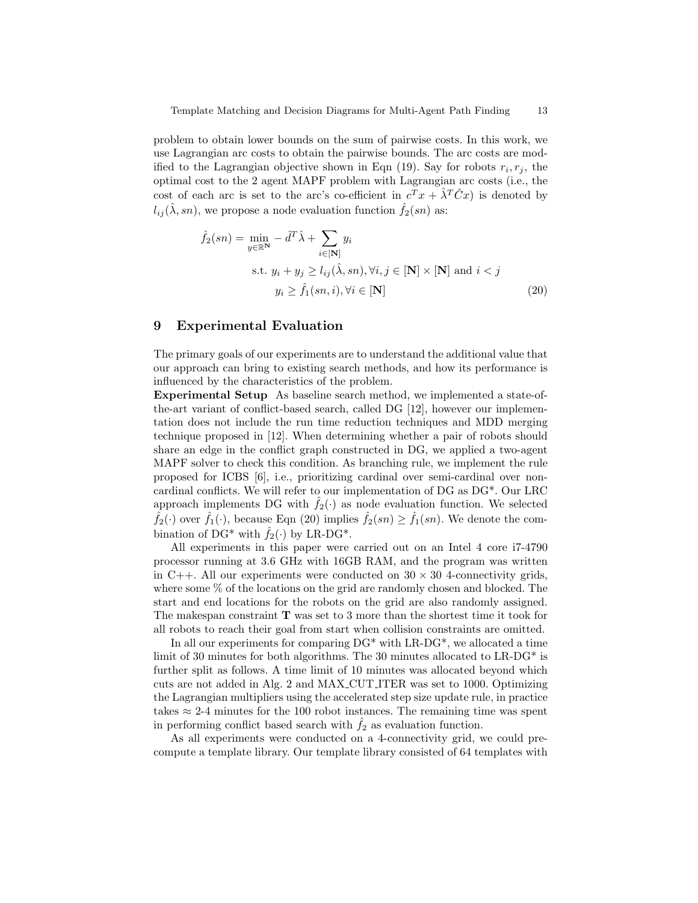problem to obtain lower bounds on the sum of pairwise costs. In this work, we use Lagrangian arc costs to obtain the pairwise bounds. The arc costs are modified to the Lagrangian objective shown in Eqn (19). Say for robots $r_i, r_j$, the optimal cost to the 2 agent MAPF problem with Lagrangian arc costs (i.e., the cost of each arc is set to the arc's co-efficient in $c^T x + \hat{\lambda}^T \hat{C} x$) is denoted by $l_{ij}(\hat{\lambda}, sn)$, we propose a node evaluation function $\hat{f}_2(sn)$ as:

$$
\begin{aligned}
\hat{f}_2(sn) = \min_{y \in \mathbb{R}^{\mathbf{N}}} & - \hat{d}^T \hat{\lambda} + \sum_{i \in [\mathbf{N}]} y_i \\
\text{s.t. } & y_i + y_j \geq l_{ij}(\hat{\lambda}, sn), \forall i, j \in [\mathbf{N}] \times [\mathbf{N}] \text{ and } i < j \\
& y_i \geq \hat{f}_1(sn, i), \forall i \in [\mathbf{N}]
\end{aligned}
\tag{20}
$$

## 9 Experimental Evaluation

The primary goals of our experiments are to understand the additional value that our approach can bring to existing search methods, and how its performance is influenced by the characteristics of the problem.

**Experimental Setup** As baseline search method, we implemented a state-of-the-art variant of conflict-based search, called DG [12], however our implementation does not include the run time reduction techniques and MDD merging technique proposed in [12]. When determining whether a pair of robots should share an edge in the conflict graph constructed in DG, we applied a two-agent MAPF solver to check this condition. As branching rule, we implement the rule proposed for ICBS [6], i.e., prioritizing cardinal over semi-cardinal over non-cardinal conflicts. We will refer to our implementation of DG as DG*. Our LRC approach implements DG with $\hat{f}_2(\cdot)$ as node evaluation function. We selected $\hat{f}_2(\cdot)$ over $\hat{f}_1(\cdot)$, because Eqn (20) implies $\hat{f}_2(sn) \geq \hat{f}_1(sn)$. We denote the combination of DG* with $\hat{f}_2(\cdot)$ by LR-DG*.

All experiments in this paper were carried out on an Intel 4 core i7-4790 processor running at 3.6 GHz with 16GB RAM, and the program was written in C++. All our experiments were conducted on $30 \times 30$ 4-connectivity grids, where some % of the locations on the grid are randomly chosen and blocked. The start and end locations for the robots on the grid are also randomly assigned. The makespan constraint $\mathbf{T}$ was set to 3 more than the shortest time it took for all robots to reach their goal from start when collision constraints are omitted.

In all our experiments for comparing DG* with LR-DG*, we allocated a time limit of 30 minutes for both algorithms. The 30 minutes allocated to LR-DG* is further split as follows. A time limit of 10 minutes was allocated beyond which cuts are not added in Alg. 2 and MAX_CUT_ITER was set to 1000. Optimizing the Lagrangian multipliers using the accelerated step size update rule, in practice takes $\approx$ 2-4 minutes for the 100 robot instances. The remaining time was spent in performing conflict based search with $\hat{f}_2$ as evaluation function.

As all experiments were conducted on a 4-connectivity grid, we could precompute a template library. Our template library consisted of 64 templates with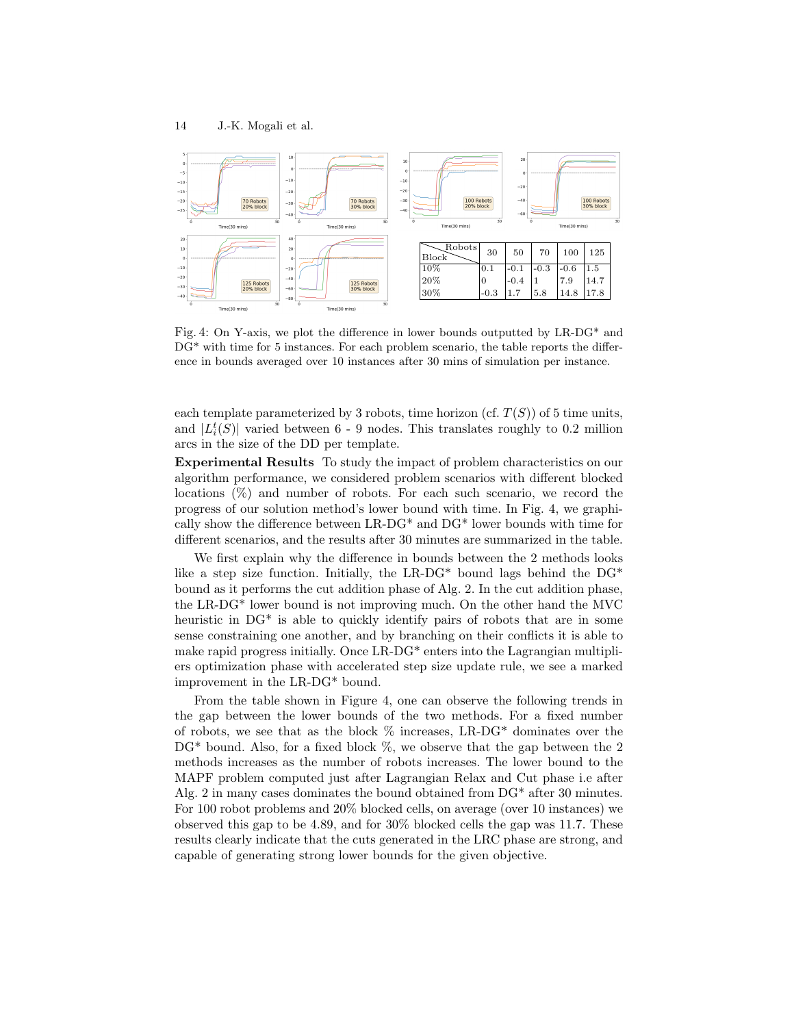| Robots / Block | 30 | 50 | 70 | 100 | 125 |
|---|---|---|---|---|---|
| 10% | 0.1 | -0.1 | -0.3 | -0.6 | 1.5 |
| 20% | 0 | -0.4 | 1 | 7.9 | 14.7 |
| 30% | -0.3 | 1.7 | 5.8 | 14.8 | 17.8 |

Fig. 4: On Y-axis, we plot the difference in lower bounds outputted by LR-DG* and DG* with time for 5 instances. For each problem scenario, the table reports the difference in bounds averaged over 10 instances after 30 mins of simulation per instance.

each template parameterized by 3 robots, time horizon (cf. $T(S)$) of 5 time units, and $|L_i^t(S)|$ varied between 6 - 9 nodes. This translates roughly to 0.2 million arcs in the size of the DD per template.

**Experimental Results** To study the impact of problem characteristics on our algorithm performance, we considered problem scenarios with different blocked locations (%) and number of robots. For each such scenario, we record the progress of our solution method's lower bound with time. In Fig. 4, we graphically show the difference between LR-DG* and DG* lower bounds with time for different scenarios, and the results after 30 minutes are summarized in the table.

We first explain why the difference in bounds between the 2 methods looks like a step size function. Initially, the LR-DG* bound lags behind the DG* bound as it performs the cut addition phase of Alg. 2. In the cut addition phase, the LR-DG* lower bound is not improving much. On the other hand the MVC heuristic in DG* is able to quickly identify pairs of robots that are in some sense constraining one another, and by branching on their conflicts it is able to make rapid progress initially. Once LR-DG* enters into the Lagrangian multipliers optimization phase with accelerated step size update rule, we see a marked improvement in the LR-DG* bound.

From the table shown in Figure 4, one can observe the following trends in the gap between the lower bounds of the two methods. For a fixed number of robots, we see that as the block % increases, LR-DG* dominates over the DG* bound. Also, for a fixed block %, we observe that the gap between the 2 methods increases as the number of robots increases. The lower bound to the MAPF problem computed just after Lagrangian Relax and Cut phase i.e after Alg. 2 in many cases dominates the bound obtained from DG* after 30 minutes. For 100 robot problems and 20% blocked cells, on average (over 10 instances) we observed this gap to be 4.89, and for 30% blocked cells the gap was 11.7. These results clearly indicate that the cuts generated in the LRC phase are strong, and capable of generating strong lower bounds for the given objective.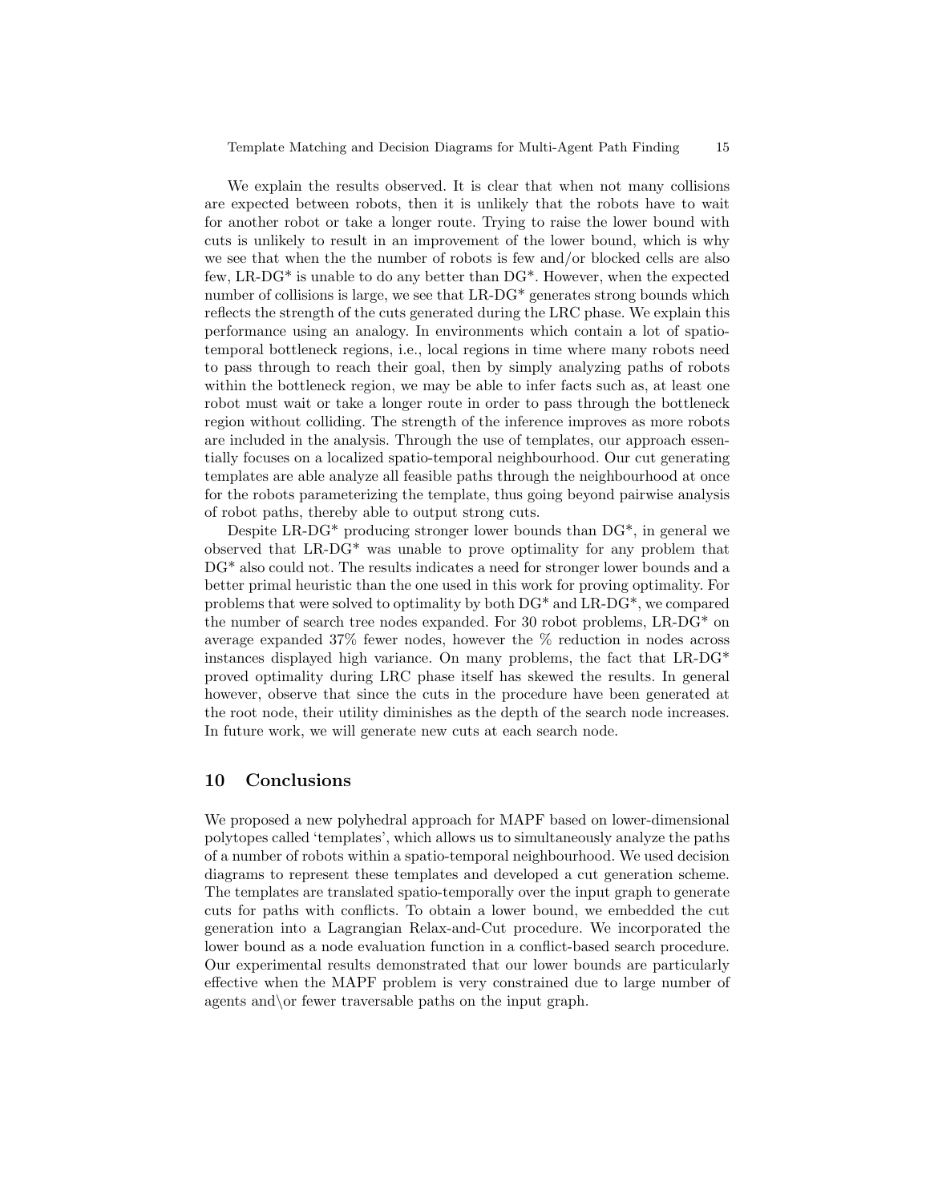We explain the results observed. It is clear that when not many collisions are expected between robots, then it is unlikely that the robots have to wait for another robot or take a longer route. Trying to raise the lower bound with cuts is unlikely to result in an improvement of the lower bound, which is why we see that when the the number of robots is few and/or blocked cells are also few, LR-DG* is unable to do any better than DG*. However, when the expected number of collisions is large, we see that LR-DG* generates strong bounds which reflects the strength of the cuts generated during the LRC phase. We explain this performance using an analogy. In environments which contain a lot of spatio-temporal bottleneck regions, i.e., local regions in time where many robots need to pass through to reach their goal, then by simply analyzing paths of robots within the bottleneck region, we may be able to infer facts such as, at least one robot must wait or take a longer route in order to pass through the bottleneck region without colliding. The strength of the inference improves as more robots are included in the analysis. Through the use of templates, our approach essentially focuses on a localized spatio-temporal neighbourhood. Our cut generating templates are able analyze all feasible paths through the neighbourhood at once for the robots parameterizing the template, thus going beyond pairwise analysis of robot paths, thereby able to output strong cuts.

Despite LR-DG* producing stronger lower bounds than DG*, in general we observed that LR-DG* was unable to prove optimality for any problem that DG* also could not. The results indicates a need for stronger lower bounds and a better primal heuristic than the one used in this work for proving optimality. For problems that were solved to optimality by both DG* and LR-DG*, we compared the number of search tree nodes expanded. For 30 robot problems, LR-DG* on average expanded 37% fewer nodes, however the % reduction in nodes across instances displayed high variance. On many problems, the fact that LR-DG* proved optimality during LRC phase itself has skewed the results. In general however, observe that since the cuts in the procedure have been generated at the root node, their utility diminishes as the depth of the search node increases. In future work, we will generate new cuts at each search node.

## 10 Conclusions

We proposed a new polyhedral approach for MAPF based on lower-dimensional polytopes called 'templates', which allows us to simultaneously analyze the paths of a number of robots within a spatio-temporal neighbourhood. We used decision diagrams to represent these templates and developed a cut generation scheme. The templates are translated spatio-temporally over the input graph to generate cuts for paths with conflicts. To obtain a lower bound, we embedded the cut generation into a Lagrangian Relax-and-Cut procedure. We incorporated the lower bound as a node evaluation function in a conflict-based search procedure. Our experimental results demonstrated that our lower bounds are particularly effective when the MAPF problem is very constrained due to large number of agents and\or fewer traversable paths on the input graph.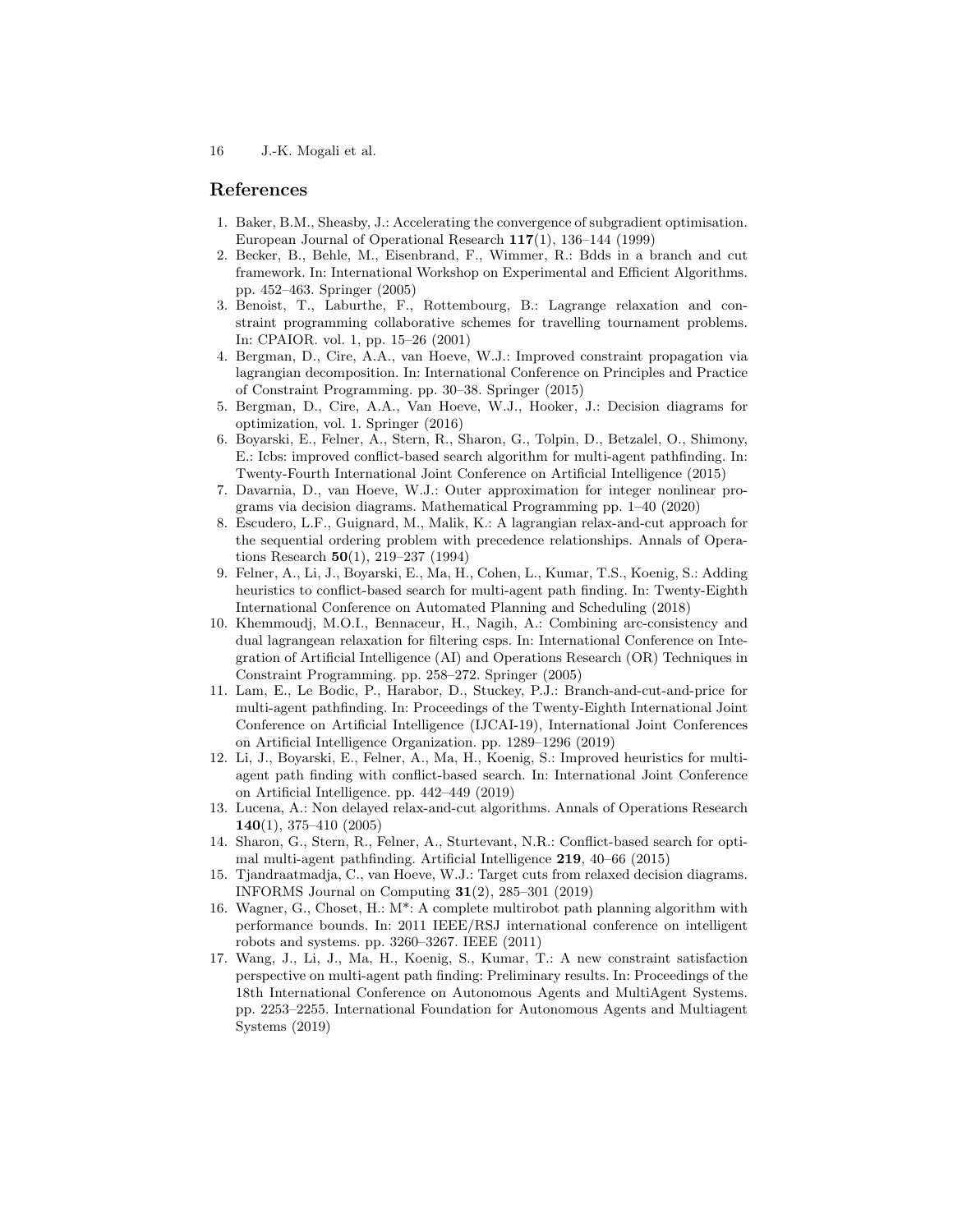## References

1. Baker, B.M., Sheasby, J.: Accelerating the convergence of subgradient optimisation. European Journal of Operational Research **117**(1), 136–144 (1999)
2. Becker, B., Behle, M., Eisenbrand, F., Wimmer, R.: Bdds in a branch and cut framework. In: International Workshop on Experimental and Efficient Algorithms. pp. 452–463. Springer (2005)
3. Benoist, T., Laburthe, F., Rottembourg, B.: Lagrange relaxation and constraint programming collaborative schemes for travelling tournament problems. In: CPAIOR. vol. 1, pp. 15–26 (2001)
4. Bergman, D., Cire, A.A., van Hoeve, W.J.: Improved constraint propagation via lagrangian decomposition. In: International Conference on Principles and Practice of Constraint Programming. pp. 30–38. Springer (2015)
5. Bergman, D., Cire, A.A., Van Hoeve, W.J., Hooker, J.: Decision diagrams for optimization, vol. 1. Springer (2016)
6. Boyarski, E., Felner, A., Stern, R., Sharon, G., Tolpin, D., Betzalel, O., Shimony, E.: Icbs: improved conflict-based search algorithm for multi-agent pathfinding. In: Twenty-Fourth International Joint Conference on Artificial Intelligence (2015)
7. Davarnia, D., van Hoeve, W.J.: Outer approximation for integer nonlinear programs via decision diagrams. Mathematical Programming pp. 1–40 (2020)
8. Escudero, L.F., Guignard, M., Malik, K.: A lagrangian relax-and-cut approach for the sequential ordering problem with precedence relationships. Annals of Operations Research **50**(1), 219–237 (1994)
9. Felner, A., Li, J., Boyarski, E., Ma, H., Cohen, L., Kumar, T.S., Koenig, S.: Adding heuristics to conflict-based search for multi-agent path finding. In: Twenty-Eighth International Conference on Automated Planning and Scheduling (2018)
10. Khemmoudj, M.O.I., Bennaceur, H., Nagih, A.: Combining arc-consistency and dual lagrangean relaxation for filtering csps. In: International Conference on Integration of Artificial Intelligence (AI) and Operations Research (OR) Techniques in Constraint Programming. pp. 258–272. Springer (2005)
11. Lam, E., Le Bodic, P., Harabor, D., Stuckey, P.J.: Branch-and-cut-and-price for multi-agent pathfinding. In: Proceedings of the Twenty-Eighth International Joint Conference on Artificial Intelligence (IJCAI-19), International Joint Conferences on Artificial Intelligence Organization. pp. 1289–1296 (2019)
12. Li, J., Boyarski, E., Felner, A., Ma, H., Koenig, S.: Improved heuristics for multi-agent path finding with conflict-based search. In: International Joint Conference on Artificial Intelligence. pp. 442–449 (2019)
13. Lucena, A.: Non delayed relax-and-cut algorithms. Annals of Operations Research **140**(1), 375–410 (2005)
14. Sharon, G., Stern, R., Felner, A., Sturtevant, N.R.: Conflict-based search for optimal multi-agent pathfinding. Artificial Intelligence **219**, 40–66 (2015)
15. Tjandraatmadja, C., van Hoeve, W.J.: Target cuts from relaxed decision diagrams. INFORMS Journal on Computing **31**(2), 285–301 (2019)
16. Wagner, G., Choset, H.: M*: A complete multirobot path planning algorithm with performance bounds. In: 2011 IEEE/RSJ international conference on intelligent robots and systems. pp. 3260–3267. IEEE (2011)
17. Wang, J., Li, J., Ma, H., Koenig, S., Kumar, T.: A new constraint satisfaction perspective on multi-agent path finding: Preliminary results. In: Proceedings of the 18th International Conference on Autonomous Agents and MultiAgent Systems. pp. 2253–2255. International Foundation for Autonomous Agents and Multiagent Systems (2019)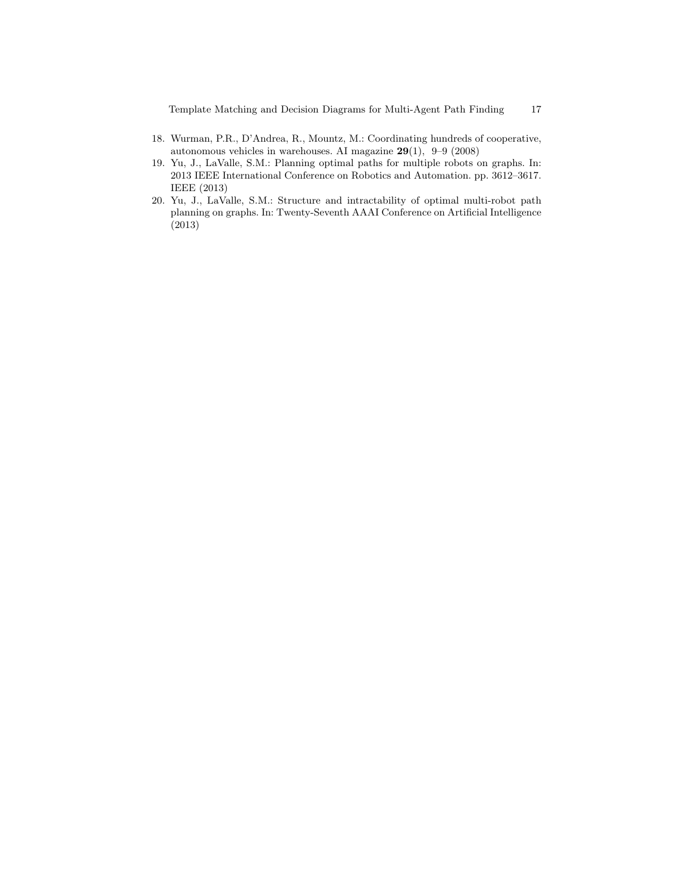18. Wurman, P.R., D'Andrea, R., Mountz, M.: Coordinating hundreds of cooperative, autonomous vehicles in warehouses. AI magazine **29**(1), 9–9 (2008)
19. Yu, J., LaValle, S.M.: Planning optimal paths for multiple robots on graphs. In: 2013 IEEE International Conference on Robotics and Automation. pp. 3612–3617. IEEE (2013)
20. Yu, J., LaValle, S.M.: Structure and intractability of optimal multi-robot path planning on graphs. In: Twenty-Seventh AAAI Conference on Artificial Intelligence (2013)